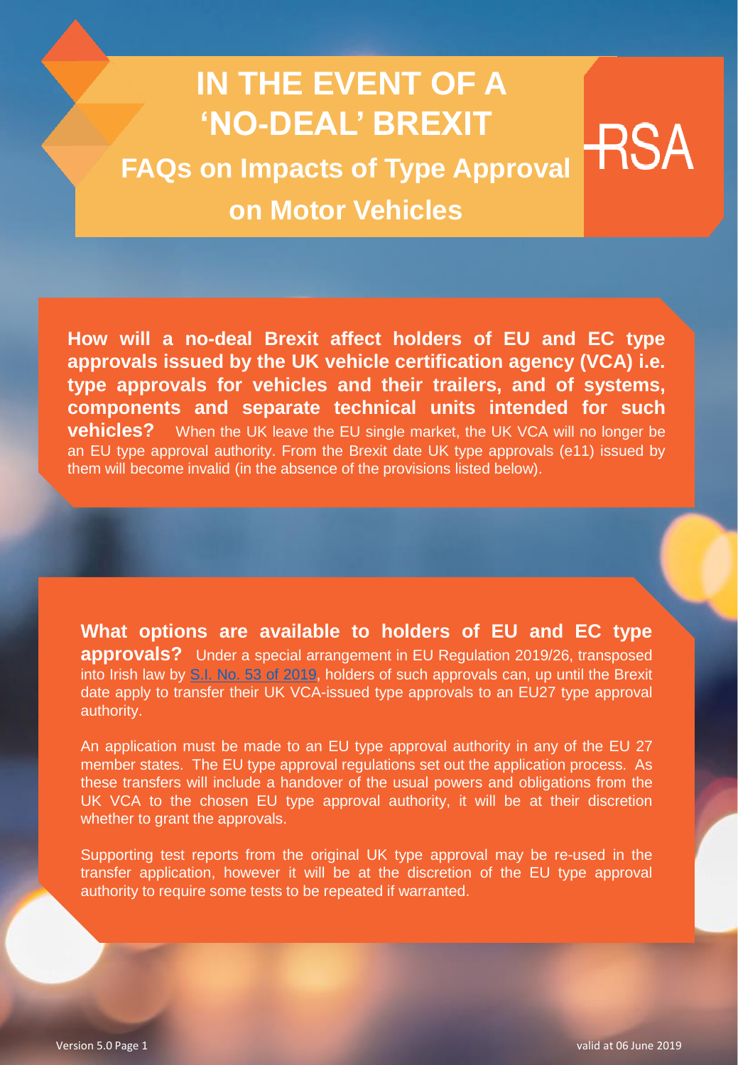# IN THE EVENT OF A 'NO-DEAL' BREXIT

## FAQs on Impacts of Type Approval on Motor Vehicles

RSA

**How will a no-deal Brexit affect holders of EU and EC type approvals issued by the UK vehicle certification agency (VCA) i.e. type approvals for vehicles and their trailers, and of systems, components and separate technical units intended for such vehicles?** When the UK leave the EU single market, the UK VCA will no longer be an EU type approval authority. From the Brexit date UK type approvals (e11) issued by them will become invalid (in the absence of the provisions listed below).

**What options are available to holders of EU and EC type approvals?** Under a special arrangement in EU Regulation 2019/26, transposed into Irish law by S.I. No. 53 of 2019, holders of such approvals can, up until the Brexit date apply to transfer their UK VCA-issued type approvals to an EU27 type approval authority.

An application must be made to an EU type approval authority in any of the EU 27 member states. The EU type approval regulations set out the application process. As these transfers will include a handover of the usual powers and obligations from the UK VCA to the chosen EU type approval authority, it will be at their discretion whether to grant the approvals.

Supporting test reports from the original UK type approval may be re-used in the transfer application, however it will be at the discretion of the EU type approval authority to require some tests to be repeated if warranted.

Version 5.0 valid at 06 June 2019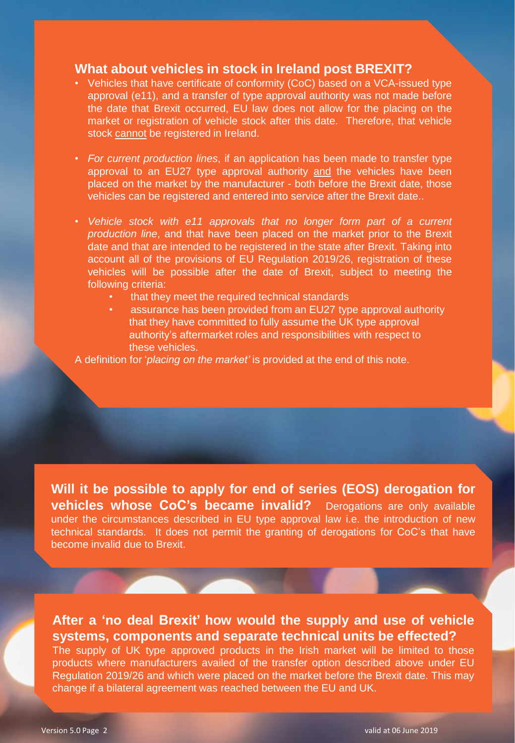## What about vehicles in stock in Ireland post BREXIT?

- Vehicles that have certificate of conformity (CoC) based on a VCA-issued type approval (e11), and a transfer of type approval authority was not made before the date that Brexit occurred, EU law does not allow for the placing on the market or registration of vehicle stock after this date. Therefore, that vehicle stock cannot be registered in Ireland.
- *For current production lines*, if an application has been made to transfer type approval to an EU27 type approval authority and the vehicles have been placed on the market by the manufacturer - both before the Brexit date, those vehicles can be registered and entered into service after the Brexit date..
- *Vehicle stock with e11 approvals that no longer form part of a current production line*, and that have been placed on the market prior to the Brexit date and that are intended to be registered in the state after Brexit. Taking into account all of the provisions of EU Regulation 2019/26, registration of these vehicles will be possible after the date of Brexit, subject to meeting the following criteria:
  - that they meet the required technical standards
  - assurance has been provided from an EU27 type approval authority that they have committed to fully assume the UK type approval authority's aftermarket roles and responsibilities with respect to these vehicles.

A definition for '*placing on the market'* is provided at the end of this note.

**Will it be possible to apply for end of series (EOS) derogation for vehicles whose CoC's became invalid?** Derogations are only available under the circumstances described in EU type approval law i.e. the introduction of new technical standards. It does not permit the granting of derogations for CoC's that have become invalid due to Brexit.

## After a 'no deal Brexit' how would the supply and use of vehicle systems, components and separate technical units be effected?

The supply of UK type approved products in the Irish market will be limited to those products where manufacturers availed of the transfer option described above under EU Regulation 2019/26 and which were placed on the market before the Brexit date. This may change if a bilateral agreement was reached between the EU and UK.

Version 5.0 valid at 06 June 2019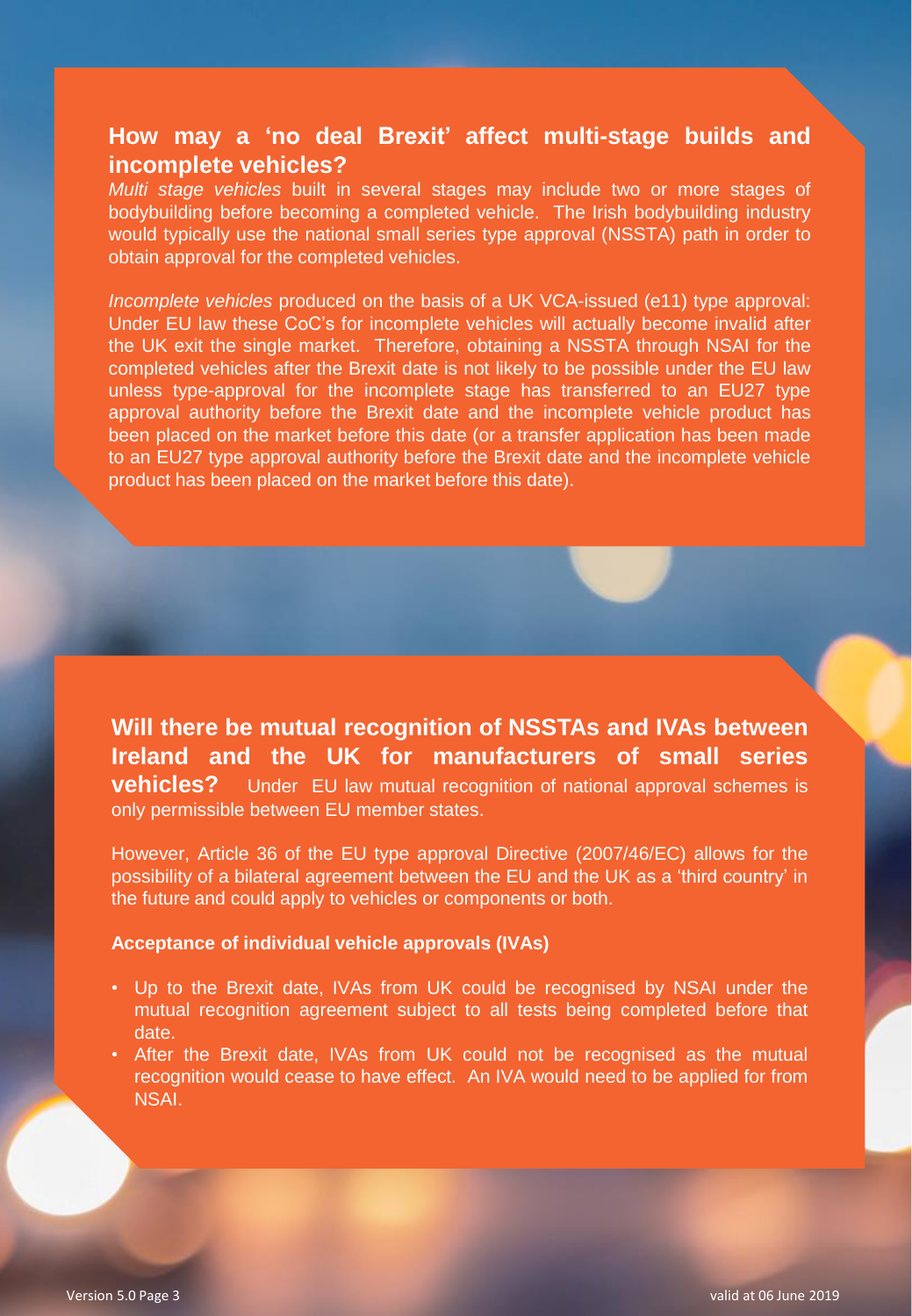## How may a 'no deal Brexit' affect multi-stage builds and incomplete vehicles?

*Multi stage vehicles* built in several stages may include two or more stages of bodybuilding before becoming a completed vehicle. The Irish bodybuilding industry would typically use the national small series type approval (NSSTA) path in order to obtain approval for the completed vehicles.

*Incomplete vehicles* produced on the basis of a UK VCA-issued (e11) type approval: Under EU law these CoC's for incomplete vehicles will actually become invalid after the UK exit the single market. Therefore, obtaining a NSSTA through NSAI for the completed vehicles after the Brexit date is not likely to be possible under the EU law unless type-approval for the incomplete stage has transferred to an EU27 type approval authority before the Brexit date and the incomplete vehicle product has been placed on the market before this date (or a transfer application has been made to an EU27 type approval authority before the Brexit date and the incomplete vehicle product has been placed on the market before this date).

## Will there be mutual recognition of NSSTAs and IVAs between Ireland and the UK for manufacturers of small series vehicles?

Under EU law mutual recognition of national approval schemes is only permissible between EU member states.

However, Article 36 of the EU type approval Directive (2007/46/EC) allows for the possibility of a bilateral agreement between the EU and the UK as a 'third country' in the future and could apply to vehicles or components or both.

**Acceptance of individual vehicle approvals (IVAs)**

- Up to the Brexit date, IVAs from UK could be recognised by NSAI under the mutual recognition agreement subject to all tests being completed before that date.
- After the Brexit date, IVAs from UK could not be recognised as the mutual recognition would cease to have effect. An IVA would need to be applied for from NSAI.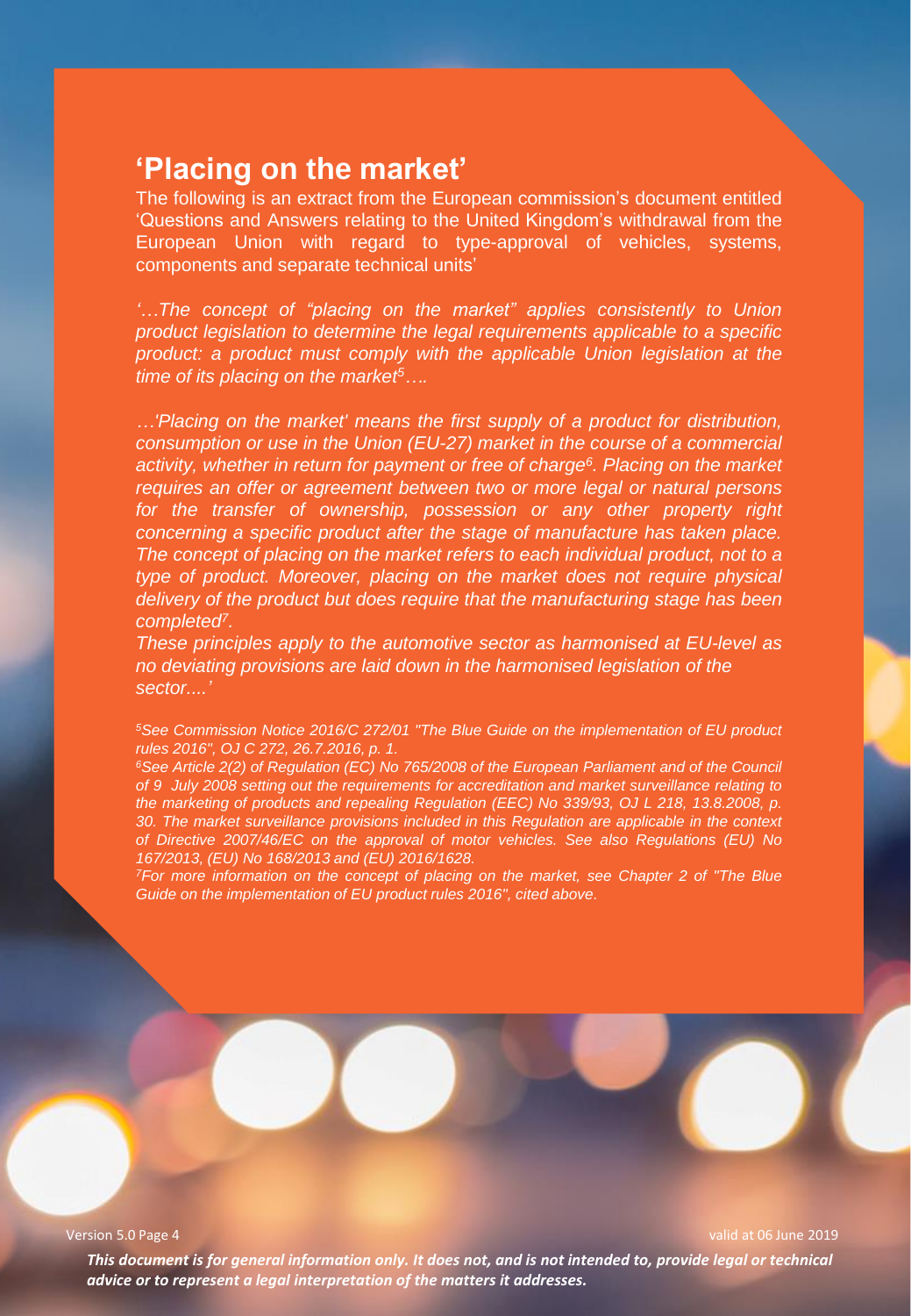## 'Placing on the market'

The following is an extract from the European commission's document entitled 'Questions and Answers relating to the United Kingdom's withdrawal from the European Union with regard to type-approval of vehicles, systems, components and separate technical units'

*'…The concept of "placing on the market" applies consistently to Union product legislation to determine the legal requirements applicable to a specific product: a product must comply with the applicable Union legislation at the time of its placing on the market[5]….*

*…'Placing on the market' means the first supply of a product for distribution, consumption or use in the Union (EU-27) market in the course of a commercial activity, whether in return for payment or free of charge[6]. Placing on the market requires an offer or agreement between two or more legal or natural persons for the transfer of ownership, possession or any other property right concerning a specific product after the stage of manufacture has taken place. The concept of placing on the market refers to each individual product, not to a type of product. Moreover, placing on the market does not require physical delivery of the product but does require that the manufacturing stage has been completed[7].*

*These principles apply to the automotive sector as harmonised at EU-level as no deviating provisions are laid down in the harmonised legislation of the sector....'*

*[5]See Commission Notice 2016/C 272/01 "The Blue Guide on the implementation of EU product rules 2016", OJ C 272, 26.7.2016, p. 1.*

*[6]See Article 2(2) of Regulation (EC) No 765/2008 of the European Parliament and of the Council of 9 July 2008 setting out the requirements for accreditation and market surveillance relating to the marketing of products and repealing Regulation (EEC) No 339/93, OJ L 218, 13.8.2008, p. 30. The market surveillance provisions included in this Regulation are applicable in the context of Directive 2007/46/EC on the approval of motor vehicles. See also Regulations (EU) No 167/2013, (EU) No 168/2013 and (EU) 2016/1628.*

*[7]For more information on the concept of placing on the market, see Chapter 2 of "The Blue Guide on the implementation of EU product rules 2016", cited above.*

Version 5.0 valid at 06 June 2019

***This document is for general information only. It does not, and is not intended to, provide legal or technical advice or to represent a legal interpretation of the matters it addresses.***